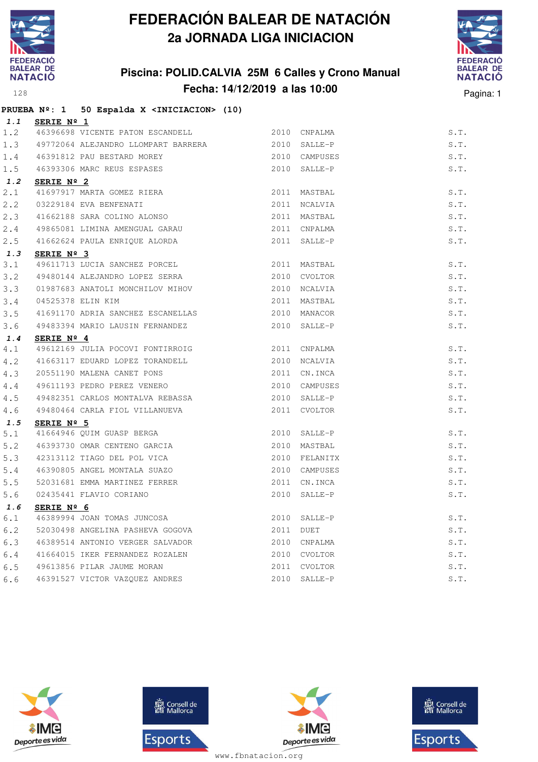# FEDERACIÓN BALEAR DE NATACIÓN

## 2a JORNADA LIGA INICIACION

### Piscina: POLID.CALVIA 25M 6 Calles y Crono Manual

### Fecha: 14/12/2019 a las 10:00

**PRUEBA Nº: 1 50 Espalda X <INICIACION> (10)**

**1.1 SERIE Nº 1**

| | | | | | |
|---|---|---|---|---|---|
| 1.2 | 46396698 | VICENTE PATON ESCANDELL | 2010 | CNPALMA | S.T. |
| 1.3 | 49772064 | ALEJANDRO LLOMPART BARRERA | 2010 | SALLE-P | S.T. |
| 1.4 | 46391812 | PAU BESTARD MOREY | 2010 | CAMPUSES | S.T. |
| 1.5 | 46393306 | MARC REUS ESPASES | 2010 | SALLE-P | S.T. |

**1.2 SERIE Nº 2**

| | | | | | |
|---|---|---|---|---|---|
| 2.1 | 41697917 | MARTA GOMEZ RIERA | 2011 | MASTBAL | S.T. |
| 2.2 | 03229184 | EVA BENFENATI | 2011 | NCALVIA | S.T. |
| 2.3 | 41662188 | SARA COLINO ALONSO | 2011 | MASTBAL | S.T. |
| 2.4 | 49865081 | LIMINA AMENGUAL GARAU | 2011 | CNPALMA | S.T. |
| 2.5 | 41662624 | PAULA ENRIQUE ALORDA | 2011 | SALLE-P | S.T. |

**1.3 SERIE Nº 3**

| | | | | | |
|---|---|---|---|---|---|
| 3.1 | 49611713 | LUCIA SANCHEZ PORCEL | 2011 | MASTBAL | S.T. |
| 3.2 | 49480144 | ALEJANDRO LOPEZ SERRA | 2010 | CVOLTOR | S.T. |
| 3.3 | 01987683 | ANATOLI MONCHILOV MIHOV | 2010 | NCALVIA | S.T. |
| 3.4 | 04525378 | ELIN KIM | 2011 | MASTBAL | S.T. |
| 3.5 | 41691170 | ADRIA SANCHEZ ESCANELLAS | 2010 | MANACOR | S.T. |
| 3.6 | 49483394 | MARIO LAUSIN FERNANDEZ | 2010 | SALLE-P | S.T. |

**1.4 SERIE Nº 4**

| | | | | | |
|---|---|---|---|---|---|
| 4.1 | 49612169 | JULIA POCOVI FONTIRROIG | 2011 | CNPALMA | S.T. |
| 4.2 | 41663117 | EDUARD LOPEZ TORANDELL | 2010 | NCALVIA | S.T. |
| 4.3 | 20551190 | MALENA CANET PONS | 2011 | CN.INCA | S.T. |
| 4.4 | 49611193 | PEDRO PEREZ VENERO | 2010 | CAMPUSES | S.T. |
| 4.5 | 49482351 | CARLOS MONTALVA REBASSA | 2010 | SALLE-P | S.T. |
| 4.6 | 49480464 | CARLA FIOL VILLANUEVA | 2011 | CVOLTOR | S.T. |

**1.5 SERIE Nº 5**

| | | | | | |
|---|---|---|---|---|---|
| 5.1 | 41664946 | QUIM GUASP BERGA | 2010 | SALLE-P | S.T. |
| 5.2 | 46393730 | OMAR CENTENO GARCIA | 2010 | MASTBAL | S.T. |
| 5.3 | 42313112 | TIAGO DEL POL VICA | 2010 | FELANITX | S.T. |
| 5.4 | 46390805 | ANGEL MONTALA SUAZO | 2010 | CAMPUSES | S.T. |
| 5.5 | 52031681 | EMMA MARTINEZ FERRER | 2011 | CN.INCA | S.T. |
| 5.6 | 02435441 | FLAVIO CORIANO | 2010 | SALLE-P | S.T. |

**1.6 SERIE Nº 6**

| | | | | | |
|---|---|---|---|---|---|
| 6.1 | 46389994 | JOAN TOMAS JUNCOSA | 2010 | SALLE-P | S.T. |
| 6.2 | 52030498 | ANGELINA PASHEVA GOGOVA | 2011 | DUET | S.T. |
| 6.3 | 46389514 | ANTONIO VERGER SALVADOR | 2010 | CNPALMA | S.T. |
| 6.4 | 41664015 | IKER FERNANDEZ ROZALEN | 2010 | CVOLTOR | S.T. |
| 6.5 | 49613856 | PILAR JAUME MORAN | 2011 | CVOLTOR | S.T. |
| 6.6 | 46391527 | VICTOR VAZQUEZ ANDRES | 2010 | SALLE-P | S.T. |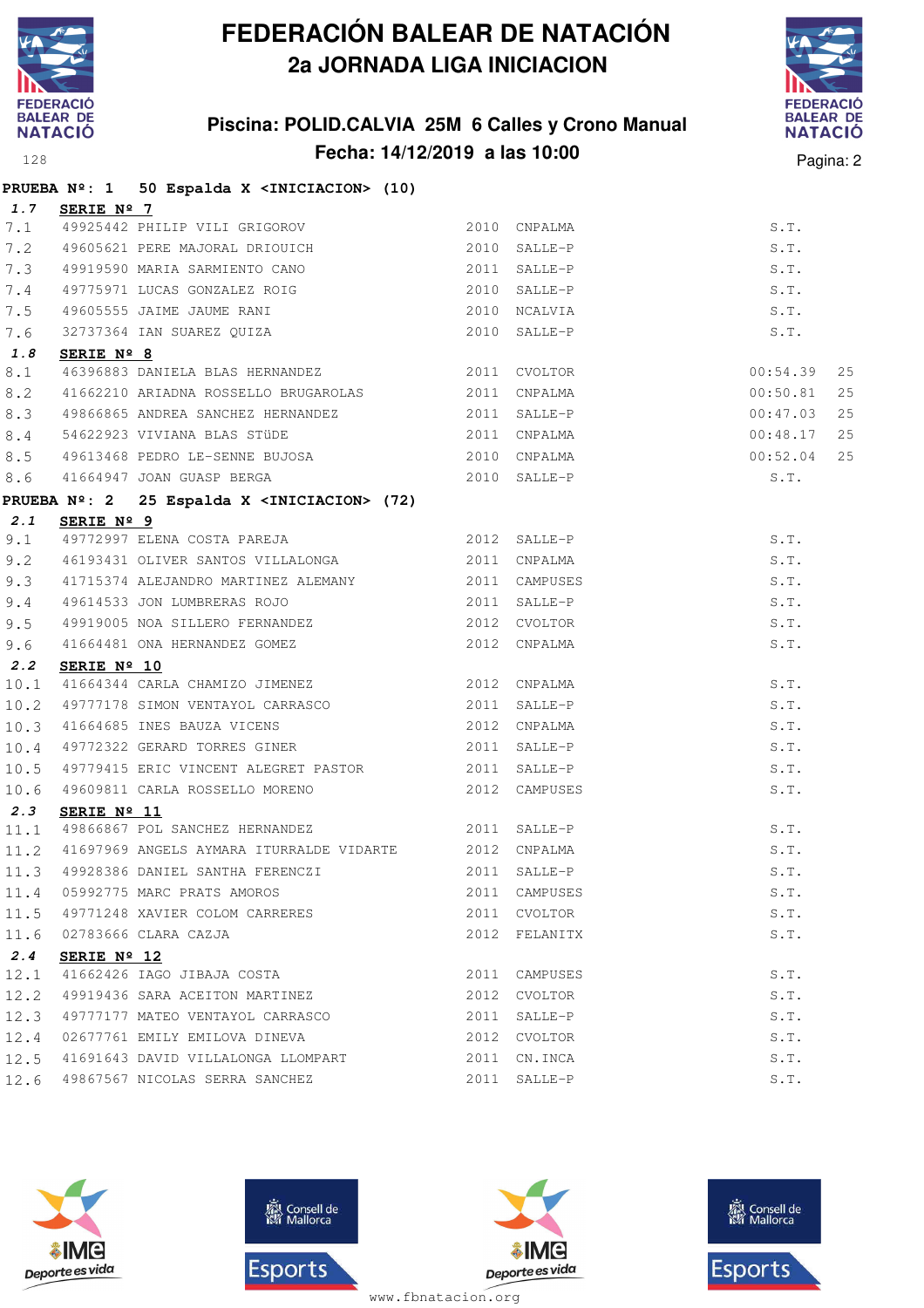# FEDERACIÓN BALEAR DE NATACIÓN
## 2a JORNADA LIGA INICIACION

### Piscina: POLID.CALVIA 25M 6 Calles y Crono Manual
### Fecha: 14/12/2019 a las 10:00

**PRUEBA Nº: 1 50 Espalda X <INICIACION> (10)**

***1.7*** **SERIE Nº 7**

| | | | | | | |
|---|---|---|---|---|---|---|
| 7.1 | 49925442 | PHILIP VILI GRIGOROV | 2010 | CNPALMA | S.T. | |
| 7.2 | 49605621 | PERE MAJORAL DRIOUICH | 2010 | SALLE-P | S.T. | |
| 7.3 | 49919590 | MARIA SARMIENTO CANO | 2011 | SALLE-P | S.T. | |
| 7.4 | 49775971 | LUCAS GONZALEZ ROIG | 2010 | SALLE-P | S.T. | |
| 7.5 | 49605555 | JAIME JAUME RANI | 2010 | NCALVIA | S.T. | |
| 7.6 | 32737364 | IAN SUAREZ QUIZA | 2010 | SALLE-P | S.T. | |

***1.8*** **SERIE Nº 8**

| | | | | | | |
|---|---|---|---|---|---|---|
| 8.1 | 46396883 | DANIELA BLAS HERNANDEZ | 2011 | CVOLTOR | 00:54.39 | 25 |
| 8.2 | 41662210 | ARIADNA ROSSELLO BRUGAROLAS | 2011 | CNPALMA | 00:50.81 | 25 |
| 8.3 | 49866865 | ANDREA SANCHEZ HERNANDEZ | 2011 | SALLE-P | 00:47.03 | 25 |
| 8.4 | 54622923 | VIVIANA BLAS STÜDE | 2011 | CNPALMA | 00:48.17 | 25 |
| 8.5 | 49613468 | PEDRO LE-SENNE BUJOSA | 2010 | CNPALMA | 00:52.04 | 25 |
| 8.6 | 41664947 | JOAN GUASP BERGA | 2010 | SALLE-P | S.T. | |

**PRUEBA Nº: 2 25 Espalda X <INICIACION> (72)**

***2.1*** **SERIE Nº 9**

| | | | | | |
|---|---|---|---|---|---|
| 9.1 | 49772997 | ELENA COSTA PAREJA | 2012 | SALLE-P | S.T. |
| 9.2 | 46193431 | OLIVER SANTOS VILLALONGA | 2011 | CNPALMA | S.T. |
| 9.3 | 41715374 | ALEJANDRO MARTINEZ ALEMANY | 2011 | CAMPUSES | S.T. |
| 9.4 | 49614533 | JON LUMBRERAS ROJO | 2011 | SALLE-P | S.T. |
| 9.5 | 49919005 | NOA SILLERO FERNANDEZ | 2012 | CVOLTOR | S.T. |
| 9.6 | 41664481 | ONA HERNANDEZ GOMEZ | 2012 | CNPALMA | S.T. |

***2.2*** **SERIE Nº 10**

| | | | | | |
|---|---|---|---|---|---|
| 10.1 | 41664344 | CARLA CHAMIZO JIMENEZ | 2012 | CNPALMA | S.T. |
| 10.2 | 49777178 | SIMON VENTAYOL CARRASCO | 2011 | SALLE-P | S.T. |
| 10.3 | 41664685 | INES BAUZA VICENS | 2012 | CNPALMA | S.T. |
| 10.4 | 49772322 | GERARD TORRES GINER | 2011 | SALLE-P | S.T. |
| 10.5 | 49779415 | ERIC VINCENT ALEGRET PASTOR | 2011 | SALLE-P | S.T. |
| 10.6 | 49609811 | CARLA ROSSELLO MORENO | 2012 | CAMPUSES | S.T. |

***2.3*** **SERIE Nº 11**

| | | | | | |
|---|---|---|---|---|---|
| 11.1 | 49866867 | POL SANCHEZ HERNANDEZ | 2011 | SALLE-P | S.T. |
| 11.2 | 41697969 | ANGELS AYMARA ITURRALDE VIDARTE | 2012 | CNPALMA | S.T. |
| 11.3 | 49928386 | DANIEL SANTHA FERENCZI | 2011 | SALLE-P | S.T. |
| 11.4 | 05992775 | MARC PRATS AMOROS | 2011 | CAMPUSES | S.T. |
| 11.5 | 49771248 | XAVIER COLOM CARRERES | 2011 | CVOLTOR | S.T. |
| 11.6 | 02783666 | CLARA CAZJA | 2012 | FELANITX | S.T. |

***2.4*** **SERIE Nº 12**

| | | | | | |
|---|---|---|---|---|---|
| 12.1 | 41662426 | IAGO JIBAJA COSTA | 2011 | CAMPUSES | S.T. |
| 12.2 | 49919436 | SARA ACEITON MARTINEZ | 2012 | CVOLTOR | S.T. |
| 12.3 | 49777177 | MATEO VENTAYOL CARRASCO | 2011 | SALLE-P | S.T. |
| 12.4 | 02677761 | EMILY EMILOVA DINEVA | 2012 | CVOLTOR | S.T. |
| 12.5 | 41691643 | DAVID VILLALONGA LLOMPART | 2011 | CN.INCA | S.T. |
| 12.6 | 49867567 | NICOLAS SERRA SANCHEZ | 2011 | SALLE-P | S.T. |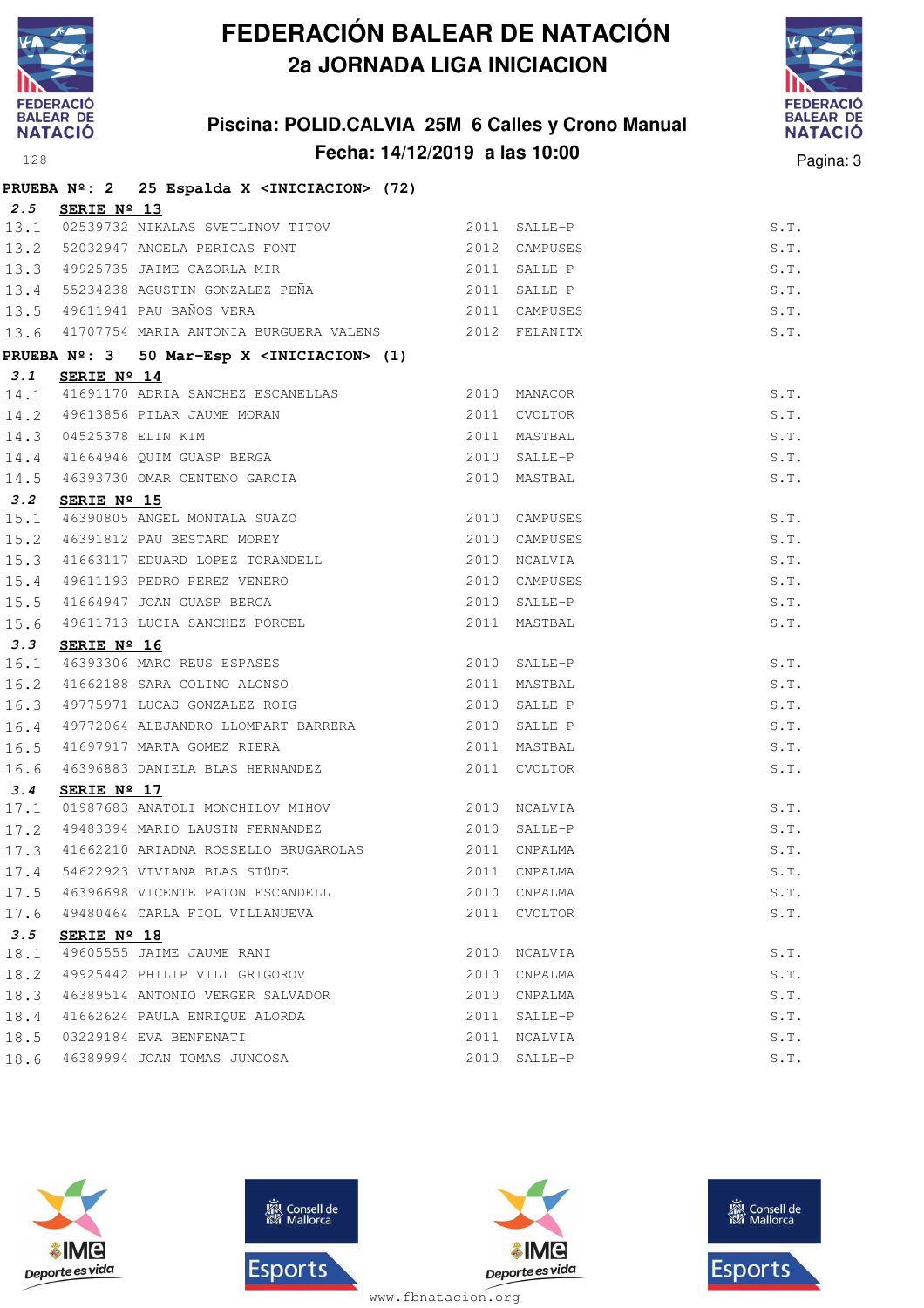# FEDERACIÓN BALEAR DE NATACIÓN
## 2a JORNADA LIGA INICIACION

### Piscina: POLID.CALVIA 25M 6 Calles y Crono Manual
### Fecha: 14/12/2019 a las 10:00

**PRUEBA Nº: 2 25 Espalda X <INICIACION> (72)**

**2.5 SERIE Nº 13**

| | | | | | |
|---|---|---|---|---|---|
| 13.1 | 02539732 | NIKALAS SVETLINOV TITOV | 2011 | SALLE-P | S.T. |
| 13.2 | 52032947 | ANGELA PERICAS FONT | 2012 | CAMPUSES | S.T. |
| 13.3 | 49925735 | JAIME CAZORLA MIR | 2011 | SALLE-P | S.T. |
| 13.4 | 55234238 | AGUSTIN GONZALEZ PEÑA | 2011 | SALLE-P | S.T. |
| 13.5 | 49611941 | PAU BAÑOS VERA | 2011 | CAMPUSES | S.T. |
| 13.6 | 41707754 | MARIA ANTONIA BURGUERA VALENS | 2012 | FELANITX | S.T. |

**PRUEBA Nº: 3 50 Mar-Esp X <INICIACION> (1)**

**3.1 SERIE Nº 14**

| | | | | | |
|---|---|---|---|---|---|
| 14.1 | 41691170 | ADRIA SANCHEZ ESCANELLAS | 2010 | MANACOR | S.T. |
| 14.2 | 49613856 | PILAR JAUME MORAN | 2011 | CVOLTOR | S.T. |
| 14.3 | 04525378 | ELIN KIM | 2011 | MASTBAL | S.T. |
| 14.4 | 41664946 | QUIM GUASP BERGA | 2010 | SALLE-P | S.T. |
| 14.5 | 46393730 | OMAR CENTENO GARCIA | 2010 | MASTBAL | S.T. |

**3.2 SERIE Nº 15**

| | | | | | |
|---|---|---|---|---|---|
| 15.1 | 46390805 | ANGEL MONTALA SUAZO | 2010 | CAMPUSES | S.T. |
| 15.2 | 46391812 | PAU BESTARD MOREY | 2010 | CAMPUSES | S.T. |
| 15.3 | 41663117 | EDUARD LOPEZ TORANDELL | 2010 | NCALVIA | S.T. |
| 15.4 | 49611193 | PEDRO PEREZ VENERO | 2010 | CAMPUSES | S.T. |
| 15.5 | 41664947 | JOAN GUASP BERGA | 2010 | SALLE-P | S.T. |
| 15.6 | 49611713 | LUCIA SANCHEZ PORCEL | 2011 | MASTBAL | S.T. |

**3.3 SERIE Nº 16**

| | | | | | |
|---|---|---|---|---|---|
| 16.1 | 46393306 | MARC REUS ESPASES | 2010 | SALLE-P | S.T. |
| 16.2 | 41662188 | SARA COLINO ALONSO | 2011 | MASTBAL | S.T. |
| 16.3 | 49775971 | LUCAS GONZALEZ ROIG | 2010 | SALLE-P | S.T. |
| 16.4 | 49772064 | ALEJANDRO LLOMPART BARRERA | 2010 | SALLE-P | S.T. |
| 16.5 | 41697917 | MARTA GOMEZ RIERA | 2011 | MASTBAL | S.T. |
| 16.6 | 46396883 | DANIELA BLAS HERNANDEZ | 2011 | CVOLTOR | S.T. |

**3.4 SERIE Nº 17**

| | | | | | |
|---|---|---|---|---|---|
| 17.1 | 01987683 | ANATOLI MONCHILOV MIHOV | 2010 | NCALVIA | S.T. |
| 17.2 | 49483394 | MARIO LAUSIN FERNANDEZ | 2010 | SALLE-P | S.T. |
| 17.3 | 41662210 | ARIADNA ROSSELLO BRUGAROLAS | 2011 | CNPALMA | S.T. |
| 17.4 | 54622923 | VIVIANA BLAS STüDE | 2011 | CNPALMA | S.T. |
| 17.5 | 46396698 | VICENTE PATON ESCANDELL | 2010 | CNPALMA | S.T. |
| 17.6 | 49480464 | CARLA FIOL VILLANUEVA | 2011 | CVOLTOR | S.T. |

**3.5 SERIE Nº 18**

| | | | | | |
|---|---|---|---|---|---|
| 18.1 | 49605555 | JAIME JAUME RANI | 2010 | NCALVIA | S.T. |
| 18.2 | 49925442 | PHILIP VILI GRIGOROV | 2010 | CNPALMA | S.T. |
| 18.3 | 46389514 | ANTONIO VERGER SALVADOR | 2010 | CNPALMA | S.T. |
| 18.4 | 41662624 | PAULA ENRIQUE ALORDA | 2011 | SALLE-P | S.T. |
| 18.5 | 03229184 | EVA BENFENATI | 2011 | NCALVIA | S.T. |
| 18.6 | 46389994 | JOAN TOMAS JUNCOSA | 2010 | SALLE-P | S.T. |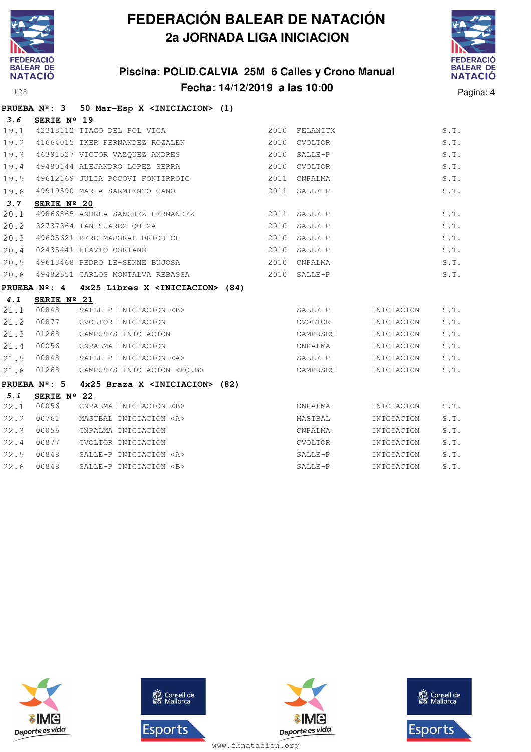# FEDERACIÓN BALEAR DE NATACIÓN

## 2a JORNADA LIGA INICIACION

### Piscina: POLID.CALVIA 25M 6 Calles y Crono Manual

### Fecha: 14/12/2019 a las 10:00

128

**PRUEBA Nº: 3 50 Mar-Esp X <INICIACION> (1)**

**3.6 SERIE Nº 19**

| | | | | | |
|---|---|---|---|---|---|
| 19.1 | 42313112 | TIAGO DEL POL VICA | 2010 | FELANITX | S.T. |
| 19.2 | 41664015 | IKER FERNANDEZ ROZALEN | 2010 | CVOLTOR | S.T. |
| 19.3 | 46391527 | VICTOR VAZQUEZ ANDRES | 2010 | SALLE-P | S.T. |
| 19.4 | 49480144 | ALEJANDRO LOPEZ SERRA | 2010 | CVOLTOR | S.T. |
| 19.5 | 49612169 | JULIA POCOVI FONTIRROIG | 2011 | CNPALMA | S.T. |
| 19.6 | 49919590 | MARIA SARMIENTO CANO | 2011 | SALLE-P | S.T. |

**3.7 SERIE Nº 20**

| | | | | | |
|---|---|---|---|---|---|
| 20.1 | 49866865 | ANDREA SANCHEZ HERNANDEZ | 2011 | SALLE-P | S.T. |
| 20.2 | 32737364 | IAN SUAREZ QUIZA | 2010 | SALLE-P | S.T. |
| 20.3 | 49605621 | PERE MAJORAL DRIOUICH | 2010 | SALLE-P | S.T. |
| 20.4 | 02435441 | FLAVIO CORIANO | 2010 | SALLE-P | S.T. |
| 20.5 | 49613468 | PEDRO LE-SENNE BUJOSA | 2010 | CNPALMA | S.T. |
| 20.6 | 49482351 | CARLOS MONTALVA REBASSA | 2010 | SALLE-P | S.T. |

**PRUEBA Nº: 4 4x25 Libres X <INICIACION> (84)**

**4.1 SERIE Nº 21**

| | | | | | |
|---|---|---|---|---|---|
| 21.1 | 00848 | SALLE-P INICIACION <B> | SALLE-P | INICIACION | S.T. |
| 21.2 | 00877 | CVOLTOR INICIACION | CVOLTOR | INICIACION | S.T. |
| 21.3 | 01268 | CAMPUSES INICIACION | CAMPUSES | INICIACION | S.T. |
| 21.4 | 00056 | CNPALMA INICIACION | CNPALMA | INICIACION | S.T. |
| 21.5 | 00848 | SALLE-P INICIACION <A> | SALLE-P | INICIACION | S.T. |
| 21.6 | 01268 | CAMPUSES INICIACION <EQ.B> | CAMPUSES | INICIACION | S.T. |

**PRUEBA Nº: 5 4x25 Braza X <INICIACION> (82)**

**5.1 SERIE Nº 22**

| | | | | | |
|---|---|---|---|---|---|
| 22.1 | 00056 | CNPALMA INICIACION <B> | CNPALMA | INICIACION | S.T. |
| 22.2 | 00761 | MASTBAL INICIACION <A> | MASTBAL | INICIACION | S.T. |
| 22.3 | 00056 | CNPALMA INICIACION | CNPALMA | INICIACION | S.T. |
| 22.4 | 00877 | CVOLTOR INICIACION | CVOLTOR | INICIACION | S.T. |
| 22.5 | 00848 | SALLE-P INICIACION <A> | SALLE-P | INICIACION | S.T. |
| 22.6 | 00848 | SALLE-P INICIACION <B> | SALLE-P | INICIACION | S.T. |

www.fbnatacion.org